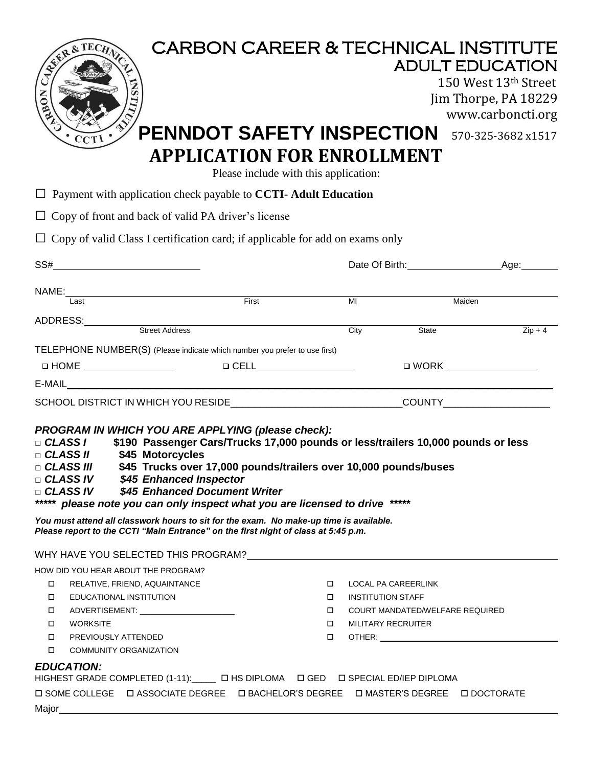# CARBON CAREER & TECHNICAL INSTITUTE
## ADULT EDUCATION

150 West 13th Street
Jim Thorpe, PA 18229
www.carboncti.org
570-325-3682 x1517

# PENNDOT SAFETY INSPECTION
# APPLICATION FOR ENROLLMENT

Please include with this application:

☐ Payment with application check payable to **CCTI- Adult Education**

☐ Copy of front and back of valid PA driver's license

☐ Copy of valid Class I certification card; if applicable for add on exams only

SS#\_\_\_\_\_\_\_\_\_\_\_\_\_\_\_\_\_\_\_\_ Date Of Birth:\_\_\_\_\_\_\_\_\_\_\_\_ Age:\_\_\_\_\_

NAME:\_\_\_\_\_\_\_\_\_\_\_\_\_\_\_\_\_\_\_\_\_\_\_\_\_\_\_\_\_\_\_\_\_\_\_\_\_\_\_\_\_\_\_\_
Last First MI Maiden

ADDRESS:\_\_\_\_\_\_\_\_\_\_\_\_\_\_\_\_\_\_\_\_\_\_\_\_\_\_\_\_\_\_\_\_\_\_\_\_\_\_\_\_\_\_
Street Address City State Zip + 4

TELEPHONE NUMBER(S) (Please indicate which number you prefer to use first)

☐ HOME \_\_\_\_\_\_\_\_\_\_\_\_ ☐ CELL\_\_\_\_\_\_\_\_\_\_\_\_ ☐ WORK \_\_\_\_\_\_\_\_\_\_\_\_

E-MAIL\_\_\_\_\_\_\_\_\_\_\_\_\_\_\_\_\_\_\_\_\_\_\_\_\_\_\_\_\_\_\_\_\_\_\_\_\_\_\_\_\_\_\_\_

SCHOOL DISTRICT IN WHICH YOU RESIDE\_\_\_\_\_\_\_\_\_\_\_\_\_\_\_\_\_\_\_\_ COUNTY\_\_\_\_\_\_\_\_\_\_\_\_

***PROGRAM IN WHICH YOU ARE APPLYING (please check):***

- □ ***CLASS I*** **$190 Passenger Cars/Trucks 17,000 pounds or less/trailers 10,000 pounds or less**
- □ ***CLASS II*** **$45 Motorcycles**
- □ ***CLASS III*** **$45 Trucks over 17,000 pounds/trailers over 10,000 pounds/buses**
- □ ***CLASS IV*** ***$45 Enhanced Inspector***
- □ ***CLASS IV*** ***$45 Enhanced Document Writer***

***\*\*\*\*\* please note you can only inspect what you are licensed to drive \*\*\*\*\****

***You must attend all classwork hours to sit for the exam. No make-up time is available.***
***Please report to the CCTI "Main Entrance" on the first night of class at 5:45 p.m.***

WHY HAVE YOU SELECTED THIS PROGRAM?\_\_\_\_\_\_\_\_\_\_\_\_\_\_\_\_\_\_\_\_\_\_\_\_\_\_\_\_

HOW DID YOU HEAR ABOUT THE PROGRAM?

- ☐ RELATIVE, FRIEND, AQUAINTANCE
- ☐ EDUCATIONAL INSTITUTION
- ☐ ADVERTISEMENT: \_\_\_\_\_\_\_\_\_\_\_\_\_\_\_\_
- ☐ WORKSITE
- ☐ PREVIOUSLY ATTENDED
- ☐ COMMUNITY ORGANIZATION
- ☐ LOCAL PA CAREERLINK
- ☐ INSTITUTION STAFF
- ☐ COURT MANDATED/WELFARE REQUIRED
- ☐ MILITARY RECRUITER
- ☐ OTHER: \_\_\_\_\_\_\_\_\_\_\_\_\_\_\_\_\_\_\_\_

***EDUCATION:***

HIGHEST GRADE COMPLETED (1-11):\_\_\_\_\_ ☐ HS DIPLOMA ☐ GED ☐ SPECIAL ED/IEP DIPLOMA

☐ SOME COLLEGE ☐ ASSOCIATE DEGREE ☐ BACHELOR'S DEGREE ☐ MASTER'S DEGREE ☐ DOCTORATE

Major\_\_\_\_\_\_\_\_\_\_\_\_\_\_\_\_\_\_\_\_\_\_\_\_\_\_\_\_\_\_\_\_\_\_\_\_\_\_\_\_\_\_\_\_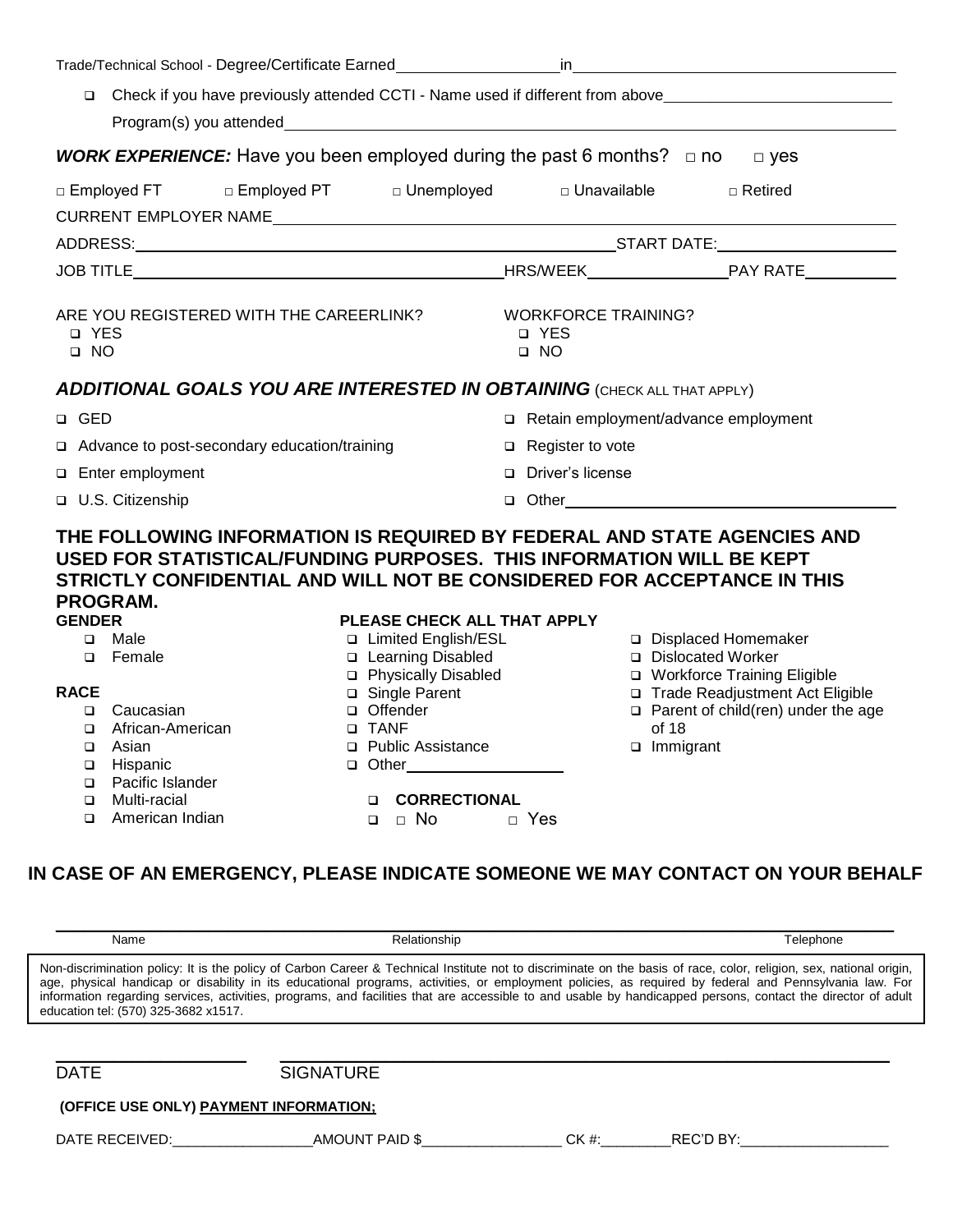Trade/Technical School - Degree/Certificate Earned\_\_\_\_\_\_\_\_\_\_\_\_\_\_\_\_\_\_\_ in \_\_\_\_\_\_\_\_\_\_\_\_\_\_\_\_\_\_\_\_\_\_\_\_\_\_\_\_\_\_\_\_\_\_\_\_\_\_\_

- ❑ Check if you have previously attended CCTI - Name used if different from above \_\_\_\_\_\_\_\_\_\_\_\_\_\_\_\_\_\_\_\_\_\_\_\_\_\_

  Program(s) you attended \_\_\_\_\_\_\_\_\_\_\_\_\_\_\_\_\_\_\_\_\_\_\_\_\_\_\_\_\_\_\_\_\_\_\_\_\_\_\_\_\_\_\_\_\_\_\_\_\_\_\_\_\_\_\_\_\_\_\_\_\_\_\_\_\_\_\_\_\_\_

***WORK EXPERIENCE:*** Have you been employed during the past 6 months? □ no □ yes

□ Employed FT □ Employed PT □ Unemployed □ Unavailable □ Retired

CURRENT EMPLOYER NAME \_\_\_\_\_\_\_\_\_\_\_\_\_\_\_\_\_\_\_\_\_\_\_\_\_\_\_\_\_\_\_\_\_\_\_\_\_\_\_\_\_\_\_\_\_\_\_\_\_\_\_\_\_\_\_\_\_\_\_\_\_\_\_\_\_\_\_\_\_\_\_\_

ADDRESS: \_\_\_\_\_\_\_\_\_\_\_\_\_\_\_\_\_\_\_\_\_\_\_\_\_\_\_\_\_\_\_\_\_\_\_\_\_\_\_\_\_\_\_\_\_\_\_\_\_\_\_ START DATE: \_\_\_\_\_\_\_\_\_\_\_\_\_\_\_\_\_\_\_\_

JOB TITLE \_\_\_\_\_\_\_\_\_\_\_\_\_\_\_\_\_\_\_\_\_\_\_\_\_\_\_\_\_\_\_\_\_\_\_\_\_\_\_\_\_\_\_\_ HRS/WEEK \_\_\_\_\_\_\_\_\_\_\_\_\_\_\_\_ PAY RATE \_\_\_\_\_\_\_\_\_\_

ARE YOU REGISTERED WITH THE CAREERLINK?
- ❑ YES
- ❑ NO

WORKFORCE TRAINING?
- ❑ YES
- ❑ NO

## *ADDITIONAL GOALS YOU ARE INTERESTED IN OBTAINING* (CHECK ALL THAT APPLY)

- ❑ GED
- ❑ Advance to post-secondary education/training
- ❑ Enter employment
- ❑ U.S. Citizenship
- ❑ Retain employment/advance employment
- ❑ Register to vote
- ❑ Driver's license
- ❑ Other \_\_\_\_\_\_\_\_\_\_\_\_\_\_\_\_\_\_\_\_\_\_\_\_\_\_\_\_\_\_\_\_\_\_\_\_\_\_

## THE FOLLOWING INFORMATION IS REQUIRED BY FEDERAL AND STATE AGENCIES AND USED FOR STATISTICAL/FUNDING PURPOSES. THIS INFORMATION WILL BE KEPT STRICTLY CONFIDENTIAL AND WILL NOT BE CONSIDERED FOR ACCEPTANCE IN THIS PROGRAM.

**GENDER**
- ❑ Male
- ❑ Female

**RACE**
- ❑ Caucasian
- ❑ African-American
- ❑ Asian
- ❑ Hispanic
- ❑ Pacific Islander
- ❑ Multi-racial
- ❑ American Indian

**PLEASE CHECK ALL THAT APPLY**
- ❑ Limited English/ESL
- ❑ Learning Disabled
- ❑ Physically Disabled
- ❑ Single Parent
- ❑ Offender
- ❑ TANF
- ❑ Public Assistance
- ❑ Other \_\_\_\_\_\_\_\_\_\_\_\_\_\_\_\_\_\_
- ❑ **CORRECTIONAL**
- ❑ □ No □ Yes

- ❑ Displaced Homemaker
- ❑ Dislocated Worker
- ❑ Workforce Training Eligible
- ❑ Trade Readjustment Act Eligible
- ❑ Parent of child(ren) under the age of 18
- ❑ Immigrant

## IN CASE OF AN EMERGENCY, PLEASE INDICATE SOMEONE WE MAY CONTACT ON YOUR BEHALF

\_\_\_\_\_\_\_\_\_\_\_\_\_\_\_\_\_\_\_\_\_\_\_\_\_\_\_\_\_\_\_\_\_\_\_\_\_\_\_\_\_\_\_\_\_\_\_\_\_\_\_\_\_\_\_\_\_\_\_\_\_\_\_\_\_\_\_\_\_\_\_\_\_\_\_\_\_\_\_\_\_\_\_\_\_\_\_\_

Name Relationship Telephone

Non-discrimination policy: It is the policy of Carbon Career & Technical Institute not to discriminate on the basis of race, color, religion, sex, national origin, age, physical handicap or disability in its educational programs, activities, or employment policies, as required by federal and Pennsylvania law. For information regarding services, activities, programs, and facilities that are accessible to and usable by handicapped persons, contact the director of adult education tel: (570) 325-3682 x1517.

\_\_\_\_\_\_\_\_\_\_\_\_\_\_\_\_\_\_\_\_ \_\_\_\_\_\_\_\_\_\_\_\_\_\_\_\_\_\_\_\_\_\_\_\_\_\_\_\_\_\_\_\_\_\_\_\_\_\_\_\_\_\_\_\_\_\_\_\_\_\_\_\_\_\_\_\_\_\_\_\_\_\_\_

DATE SIGNATURE

**(OFFICE USE ONLY) PAYMENT INFORMATION;**

DATE RECEIVED:\_\_\_\_\_\_\_\_\_\_\_\_\_\_\_\_\_\_ AMOUNT PAID $\_\_\_\_\_\_\_\_\_\_\_\_\_\_\_\_\_\_ CK #:\_\_\_\_\_\_\_\_\_ REC'D BY:\_\_\_\_\_\_\_\_\_\_\_\_\_\_\_\_\_\_\_